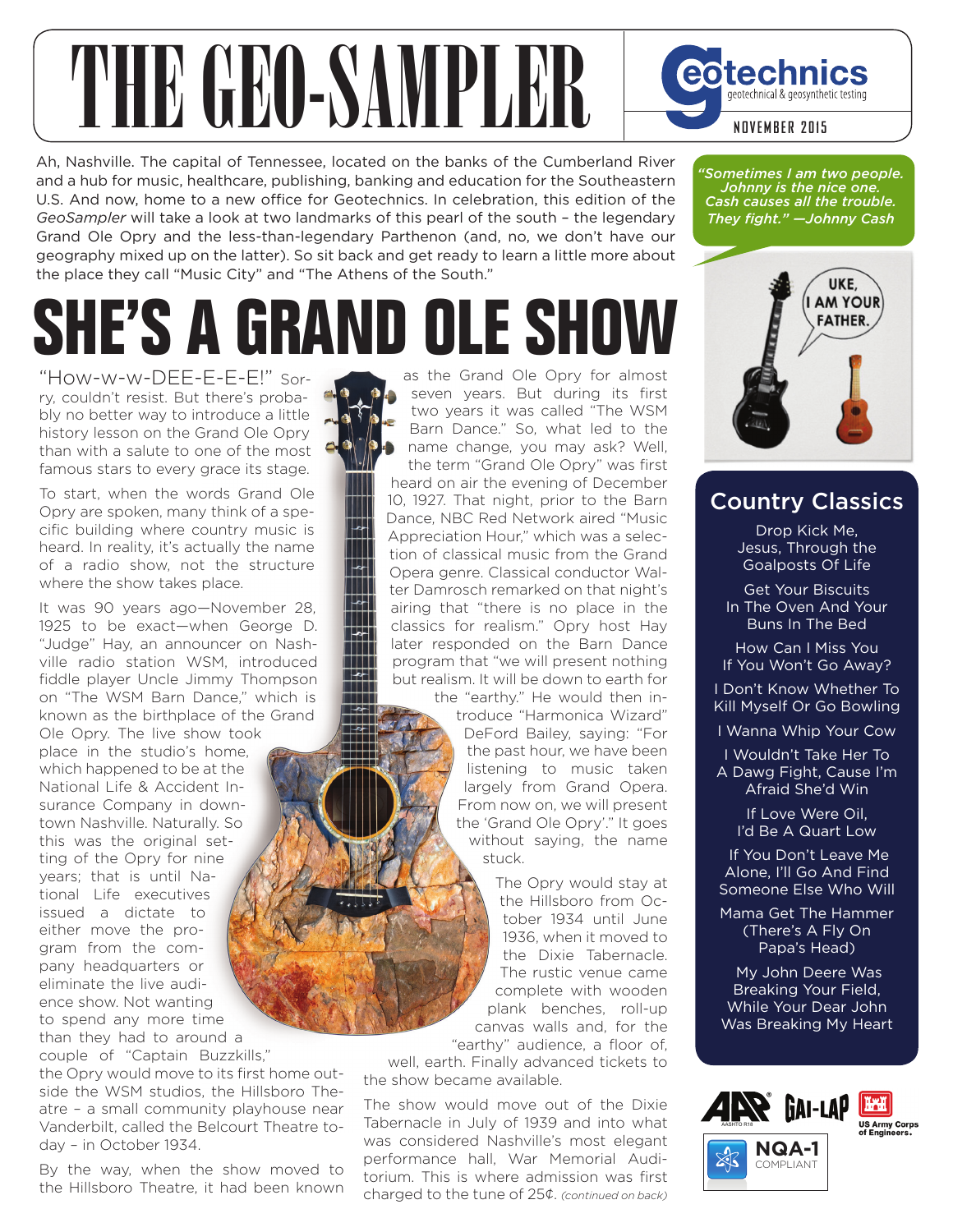# THE GEO-SAMPLER

geotechnics — geotechnical & geosynthetic testing

NOVEMBER 2015

Ah, Nashville. The capital of Tennessee, located on the banks of the Cumberland River and a hub for music, healthcare, publishing, banking and education for the Southeastern U.S. And now, home to a new office for Geotechnics. In celebration, this edition of the *GeoSampler* will take a look at two landmarks of this pearl of the south – the legendary Grand Ole Opry and the less-than-legendary Parthenon (and, no, we don't have our geography mixed up on the latter). So sit back and get ready to learn a little more about the place they call "Music City" and "The Athens of the South."

## SHE'S A GRAND OLE SHOW

"How-w-w-DEE-E-E-E!" Sorry, couldn't resist. But there's probably no better way to introduce a little history lesson on the Grand Ole Opry than with a salute to one of the most famous stars to every grace its stage.

To start, when the words Grand Ole Opry are spoken, many think of a specific building where country music is heard. In reality, it's actually the name of a radio show, not the structure where the show takes place.

It was 90 years ago—November 28, 1925 to be exact—when George D. "Judge" Hay, an announcer on Nashville radio station WSM, introduced fiddle player Uncle Jimmy Thompson on "The WSM Barn Dance," which is known as the birthplace of the Grand Ole Opry. The live show took place in the studio's home, which happened to be at the National Life & Accident Insurance Company in downtown Nashville. Naturally. So this was the original setting of the Opry for nine years; that is until National Life executives issued a dictate to either move the program from the company headquarters or eliminate the live audience show. Not wanting to spend any more time than they had to around a couple of "Captain Buzzkills," the Opry would move to its first home outside the WSM studios, the Hillsboro Theatre – a small community playhouse near Vanderbilt, called the Belcourt Theatre today – in October 1934.

By the way, when the show moved to the Hillsboro Theatre, it had been known as the Grand Ole Opry for almost seven years. But during its first two years it was called "The WSM Barn Dance." So, what led to the name change, you may ask? Well, the term "Grand Ole Opry" was first heard on air the evening of December 10, 1927. That night, prior to the Barn Dance, NBC Red Network aired "Music Appreciation Hour," which was a selection of classical music from the Grand Opera genre. Classical conductor Walter Damrosch remarked on that night's airing that "there is no place in the classics for realism." Opry host Hay later responded on the Barn Dance program that "we will present nothing but realism. It will be down to earth for the "earthy." He would then introduce "Harmonica Wizard" DeFord Bailey, saying: "For the past hour, we have been listening to music taken largely from Grand Opera. From now on, we will present the 'Grand Ole Opry'." It goes without saying, the name stuck.

The Opry would stay at the Hillsboro from October 1934 until June 1936, when it moved to the Dixie Tabernacle. The rustic venue came complete with wooden plank benches, roll-up canvas walls and, for the "earthy" audience, a floor of, well, earth. Finally advanced tickets to the show became available.

The show would move out of the Dixie Tabernacle in July of 1939 and into what was considered Nashville's most elegant performance hall, War Memorial Auditorium. This is where admission was first charged to the tune of 25¢. *(continued on back)*

*"Sometimes I am two people. Johnny is the nice one. Cash causes all the trouble. They fight." —Johnny Cash*

UKE, I AM YOUR FATHER.

### Country Classics

Drop Kick Me, Jesus, Through the Goalposts Of Life

Get Your Biscuits In The Oven And Your Buns In The Bed

How Can I Miss You If You Won't Go Away?

I Don't Know Whether To Kill Myself Or Go Bowling

I Wanna Whip Your Cow

I Wouldn't Take Her To A Dawg Fight, Cause I'm Afraid She'd Win

If Love Were Oil, I'd Be A Quart Low

If You Don't Leave Me Alone, I'll Go And Find Someone Else Who Will

Mama Get The Hammer (There's A Fly On Papa's Head)

My John Deere Was Breaking Your Field, While Your Dear John Was Breaking My Heart

AASHTO R18 · GAI-LAP · US Army Corps of Engineers · NQA-1 COMPLIANT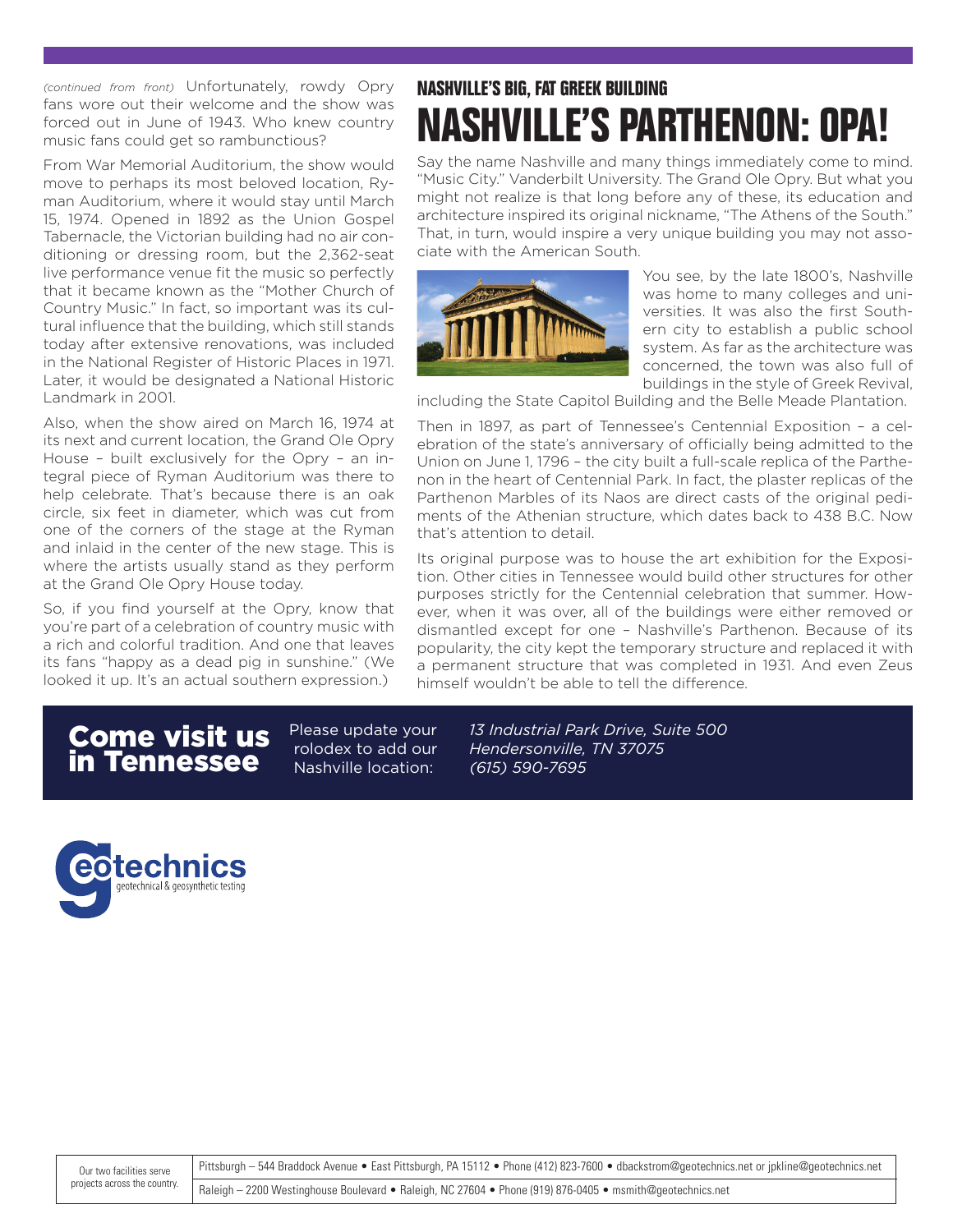*(continued from front)* Unfortunately, rowdy Opry fans wore out their welcome and the show was forced out in June of 1943. Who knew country music fans could get so rambunctious?

From War Memorial Auditorium, the show would move to perhaps its most beloved location, Ryman Auditorium, where it would stay until March 15, 1974. Opened in 1892 as the Union Gospel Tabernacle, the Victorian building had no air conditioning or dressing room, but the 2,362-seat live performance venue fit the music so perfectly that it became known as the "Mother Church of Country Music." In fact, so important was its cultural influence that the building, which still stands today after extensive renovations, was included in the National Register of Historic Places in 1971. Later, it would be designated a National Historic Landmark in 2001.

Also, when the show aired on March 16, 1974 at its next and current location, the Grand Ole Opry House – built exclusively for the Opry – an integral piece of Ryman Auditorium was there to help celebrate. That's because there is an oak circle, six feet in diameter, which was cut from one of the corners of the stage at the Ryman and inlaid in the center of the new stage. This is where the artists usually stand as they perform at the Grand Ole Opry House today.

So, if you find yourself at the Opry, know that you're part of a celebration of country music with a rich and colorful tradition. And one that leaves its fans "happy as a dead pig in sunshine." (We looked it up. It's an actual southern expression.)

### NASHVILLE'S BIG, FAT GREEK BUILDING

# NASHVILLE'S PARTHENON: OPA!

Say the name Nashville and many things immediately come to mind. "Music City." Vanderbilt University. The Grand Ole Opry. But what you might not realize is that long before any of these, its education and architecture inspired its original nickname, "The Athens of the South." That, in turn, would inspire a very unique building you may not associate with the American South.

You see, by the late 1800's, Nashville was home to many colleges and universities. It was also the first Southern city to establish a public school system. As far as the architecture was concerned, the town was also full of buildings in the style of Greek Revival, including the State Capitol Building and the Belle Meade Plantation.

Then in 1897, as part of Tennessee's Centennial Exposition – a celebration of the state's anniversary of officially being admitted to the Union on June 1, 1796 – the city built a full-scale replica of the Parthenon in the heart of Centennial Park. In fact, the plaster replicas of the Parthenon Marbles of its Naos are direct casts of the original pediments of the Athenian structure, which dates back to 438 B.C. Now that's attention to detail.

Its original purpose was to house the art exhibition for the Exposition. Other cities in Tennessee would build other structures for other purposes strictly for the Centennial celebration that summer. However, when it was over, all of the buildings were either removed or dismantled except for one – Nashville's Parthenon. Because of its popularity, the city kept the temporary structure and replaced it with a permanent structure that was completed in 1931. And even Zeus himself wouldn't be able to tell the difference.

## Come visit us in Tennessee

Please update your rolodex to add our Nashville location:

*13 Industrial Park Drive, Suite 500*
*Hendersonville, TN 37075*
*(615) 590-7695*

geotechnics
geotechnical & geosynthetic testing

Our two facilities serve projects across the country.

Pittsburgh – 544 Braddock Avenue • East Pittsburgh, PA 15112 • Phone (412) 823-7600 • dbackstrom@geotechnics.net or jpkline@geotechnics.net

Raleigh – 2200 Westinghouse Boulevard • Raleigh, NC 27604 • Phone (919) 876-0405 • msmith@geotechnics.net